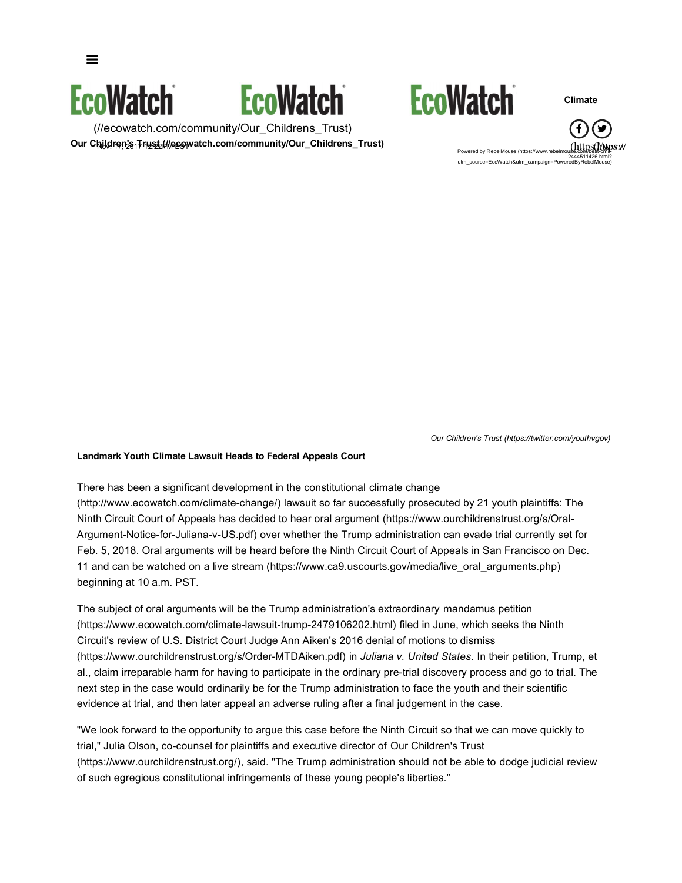(//ecowatch.com/community/Our_Childrens_Trust)

**Our Children's Trust (//ecowatch.com/community/Our_Childrens_Trust)**

Nov. 17, 2017 12:22PM EST

Climate

*Our Children's Trust (https://twitter.com/youthvgov)*

**Landmark Youth Climate Lawsuit Heads to Federal Appeals Court**

There has been a significant development in the constitutional climate change (http://www.ecowatch.com/climate-change/) lawsuit so far successfully prosecuted by 21 youth plaintiffs: The Ninth Circuit Court of Appeals has decided to hear oral argument (https://www.ourchildrenstrust.org/s/Oral-Argument-Notice-for-Juliana-v-US.pdf) over whether the Trump administration can evade trial currently set for Feb. 5, 2018. Oral arguments will be heard before the Ninth Circuit Court of Appeals in San Francisco on Dec. 11 and can be watched on a live stream (https://www.ca9.uscourts.gov/media/live_oral_arguments.php) beginning at 10 a.m. PST.

The subject of oral arguments will be the Trump administration's extraordinary mandamus petition (https://www.ecowatch.com/climate-lawsuit-trump-2479106202.html) filed in June, which seeks the Ninth Circuit's review of U.S. District Court Judge Ann Aiken's 2016 denial of motions to dismiss (https://www.ourchildrenstrust.org/s/Order-MTDAiken.pdf) in *Juliana v. United States*. In their petition, Trump, et al., claim irreparable harm for having to participate in the ordinary pre-trial discovery process and go to trial. The next step in the case would ordinarily be for the Trump administration to face the youth and their scientific evidence at trial, and then later appeal an adverse ruling after a final judgement in the case.

"We look forward to the opportunity to argue this case before the Ninth Circuit so that we can move quickly to trial," Julia Olson, co-counsel for plaintiffs and executive director of Our Children's Trust (https://www.ourchildrenstrust.org/), said. "The Trump administration should not be able to dodge judicial review of such egregious constitutional infringements of these young people's liberties."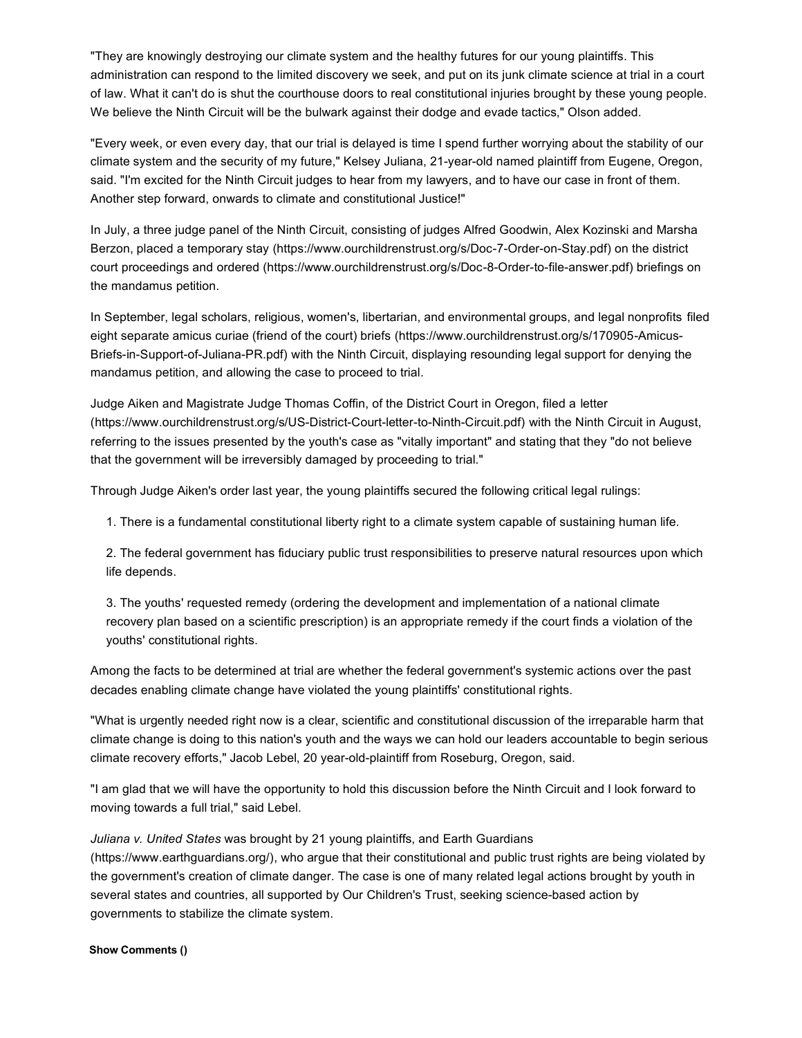"They are knowingly destroying our climate system and the healthy futures for our young plaintiffs. This administration can respond to the limited discovery we seek, and put on its junk climate science at trial in a court of law. What it can't do is shut the courthouse doors to real constitutional injuries brought by these young people. We believe the Ninth Circuit will be the bulwark against their dodge and evade tactics," Olson added.

"Every week, or even every day, that our trial is delayed is time I spend further worrying about the stability of our climate system and the security of my future," Kelsey Juliana, 21-year-old named plaintiff from Eugene, Oregon, said. "I'm excited for the Ninth Circuit judges to hear from my lawyers, and to have our case in front of them. Another step forward, onwards to climate and constitutional Justice!"

In July, a three judge panel of the Ninth Circuit, consisting of judges Alfred Goodwin, Alex Kozinski and Marsha Berzon, placed a temporary stay (https://www.ourchildrenstrust.org/s/Doc-7-Order-on-Stay.pdf) on the district court proceedings and ordered (https://www.ourchildrenstrust.org/s/Doc-8-Order-to-file-answer.pdf) briefings on the mandamus petition.

In September, legal scholars, religious, women's, libertarian, and environmental groups, and legal nonprofits filed eight separate amicus curiae (friend of the court) briefs (https://www.ourchildrenstrust.org/s/170905-Amicus-Briefs-in-Support-of-Juliana-PR.pdf) with the Ninth Circuit, displaying resounding legal support for denying the mandamus petition, and allowing the case to proceed to trial.

Judge Aiken and Magistrate Judge Thomas Coffin, of the District Court in Oregon, filed a letter (https://www.ourchildrenstrust.org/s/US-District-Court-letter-to-Ninth-Circuit.pdf) with the Ninth Circuit in August, referring to the issues presented by the youth's case as "vitally important" and stating that they "do not believe that the government will be irreversibly damaged by proceeding to trial."

Through Judge Aiken's order last year, the young plaintiffs secured the following critical legal rulings:

1. There is a fundamental constitutional liberty right to a climate system capable of sustaining human life.

2. The federal government has fiduciary public trust responsibilities to preserve natural resources upon which life depends.

3. The youths' requested remedy (ordering the development and implementation of a national climate recovery plan based on a scientific prescription) is an appropriate remedy if the court finds a violation of the youths' constitutional rights.

Among the facts to be determined at trial are whether the federal government's systemic actions over the past decades enabling climate change have violated the young plaintiffs' constitutional rights.

"What is urgently needed right now is a clear, scientific and constitutional discussion of the irreparable harm that climate change is doing to this nation's youth and the ways we can hold our leaders accountable to begin serious climate recovery efforts," Jacob Lebel, 20 year-old-plaintiff from Roseburg, Oregon, said.

"I am glad that we will have the opportunity to hold this discussion before the Ninth Circuit and I look forward to moving towards a full trial," said Lebel.

*Juliana v. United States* was brought by 21 young plaintiffs, and Earth Guardians (https://www.earthguardians.org/), who argue that their constitutional and public trust rights are being violated by the government's creation of climate danger. The case is one of many related legal actions brought by youth in several states and countries, all supported by Our Children's Trust, seeking science-based action by governments to stabilize the climate system.

**Show Comments ()**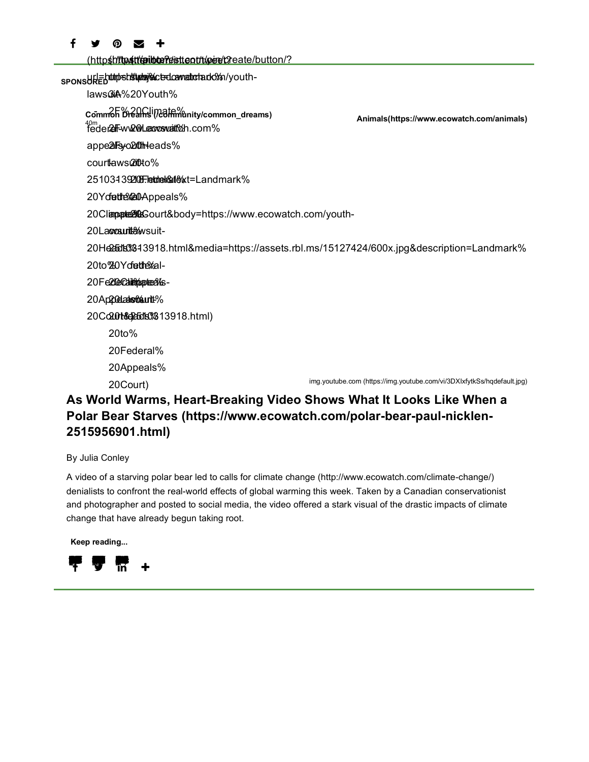SPONSORED

Common Dreams (/community/common_dreams)

40m

Animals(https://www.ecowatch.com/animals)

img.youtube.com (https://img.youtube.com/vi/3DXIxfytkSs/hqdefault.jpg)

## As World Warms, Heart-Breaking Video Shows What It Looks Like When a Polar Bear Starves (https://www.ecowatch.com/polar-bear-paul-nicklen-2515956901.html)

By Julia Conley

A video of a starving polar bear led to calls for climate change (http://www.ecowatch.com/climate-change/) denialists to confront the real-world effects of global warming this week. Taken by a Canadian conservationist and photographer and posted to social media, the video offered a stark visual of the drastic impacts of climate change that have already begun taking root.

**Keep reading...**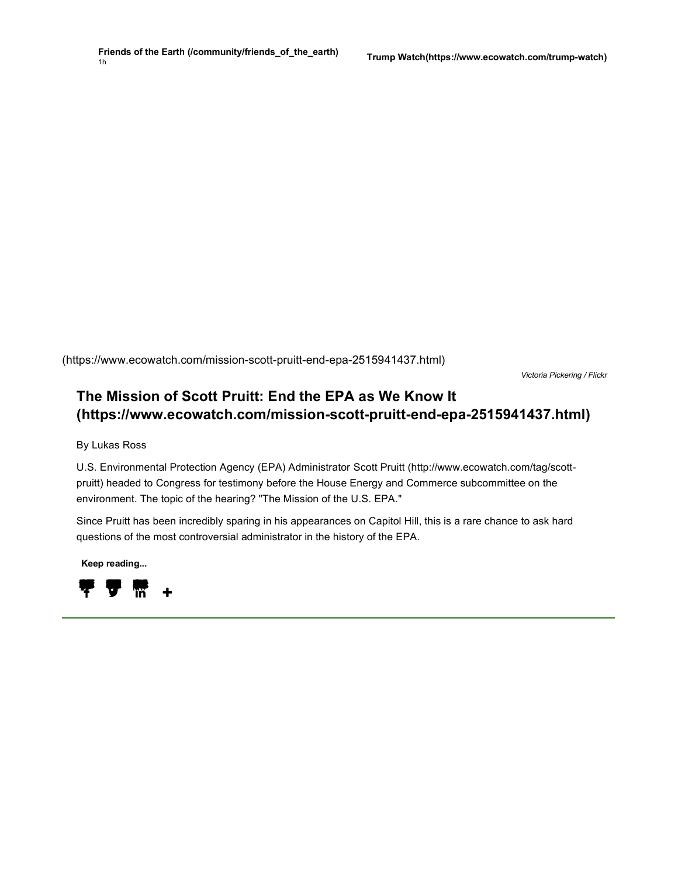**Friends of the Earth (/community/friends_of_the_earth)**
1h

**Trump Watch(https://www.ecowatch.com/trump-watch)**

(https://www.ecowatch.com/mission-scott-pruitt-end-epa-2515941437.html)

*Victoria Pickering / Flickr*

## The Mission of Scott Pruitt: End the EPA as We Know It (https://www.ecowatch.com/mission-scott-pruitt-end-epa-2515941437.html)

By Lukas Ross

U.S. Environmental Protection Agency (EPA) Administrator Scott Pruitt (http://www.ecowatch.com/tag/scott-pruitt) headed to Congress for testimony before the House Energy and Commerce subcommittee on the environment. The topic of the hearing? "The Mission of the U.S. EPA."

Since Pruitt has been incredibly sparing in his appearances on Capitol Hill, this is a rare chance to ask hard questions of the most controversial administrator in the history of the EPA.

**Keep reading...**